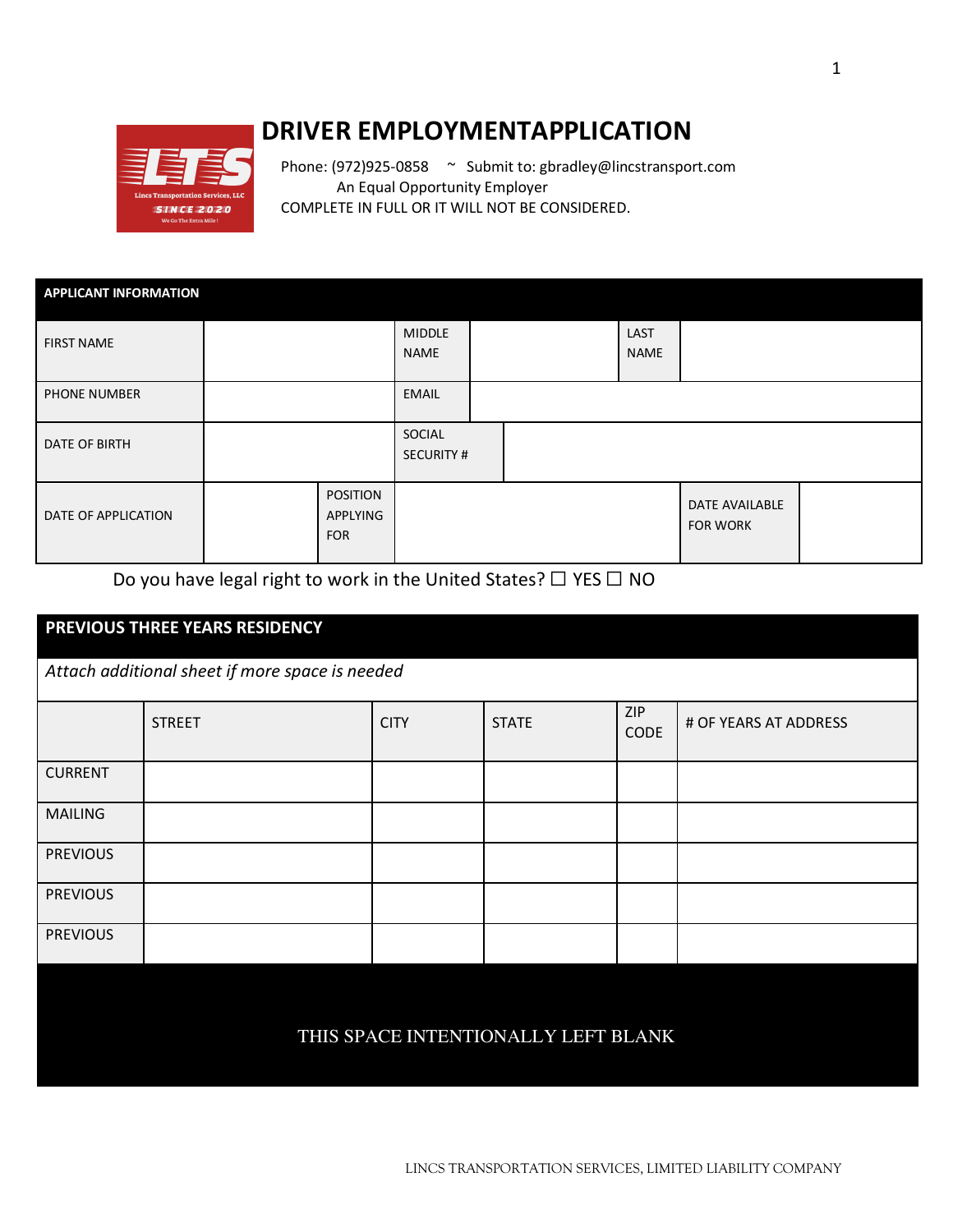# DRIVER EMPLOYMENTAPPLICATION

Phone: (972)925-0858 ~ Submit to: gbradley@lincstransport.com
An Equal Opportunity Employer
COMPLETE IN FULL OR IT WILL NOT BE CONSIDERED.

| APPLICANT INFORMATION | | | | | | |
|---|---|---|---|---|---|---|
| FIRST NAME | | | MIDDLE NAME | | LAST NAME | |
| PHONE NUMBER | | | EMAIL | | | |
| DATE OF BIRTH | | | SOCIAL SECURITY # | | | |
| DATE OF APPLICATION | | POSITION APPLYING FOR | | | DATE AVAILABLE FOR WORK | |

Do you have legal right to work in the United States? ☐ YES ☐ NO

| PREVIOUS THREE YEARS RESIDENCY | | | | | |
|---|---|---|---|---|---|
| *Attach additional sheet if more space is needed* | | | | | |
| | STREET | CITY | STATE | ZIP CODE | # OF YEARS AT ADDRESS |
| CURRENT | | | | | |
| MAILING | | | | | |
| PREVIOUS | | | | | |
| PREVIOUS | | | | | |
| PREVIOUS | | | | | |

THIS SPACE INTENTIONALLY LEFT BLANK

LINCS TRANSPORTATION SERVICES, LIMITED LIABILITY COMPANY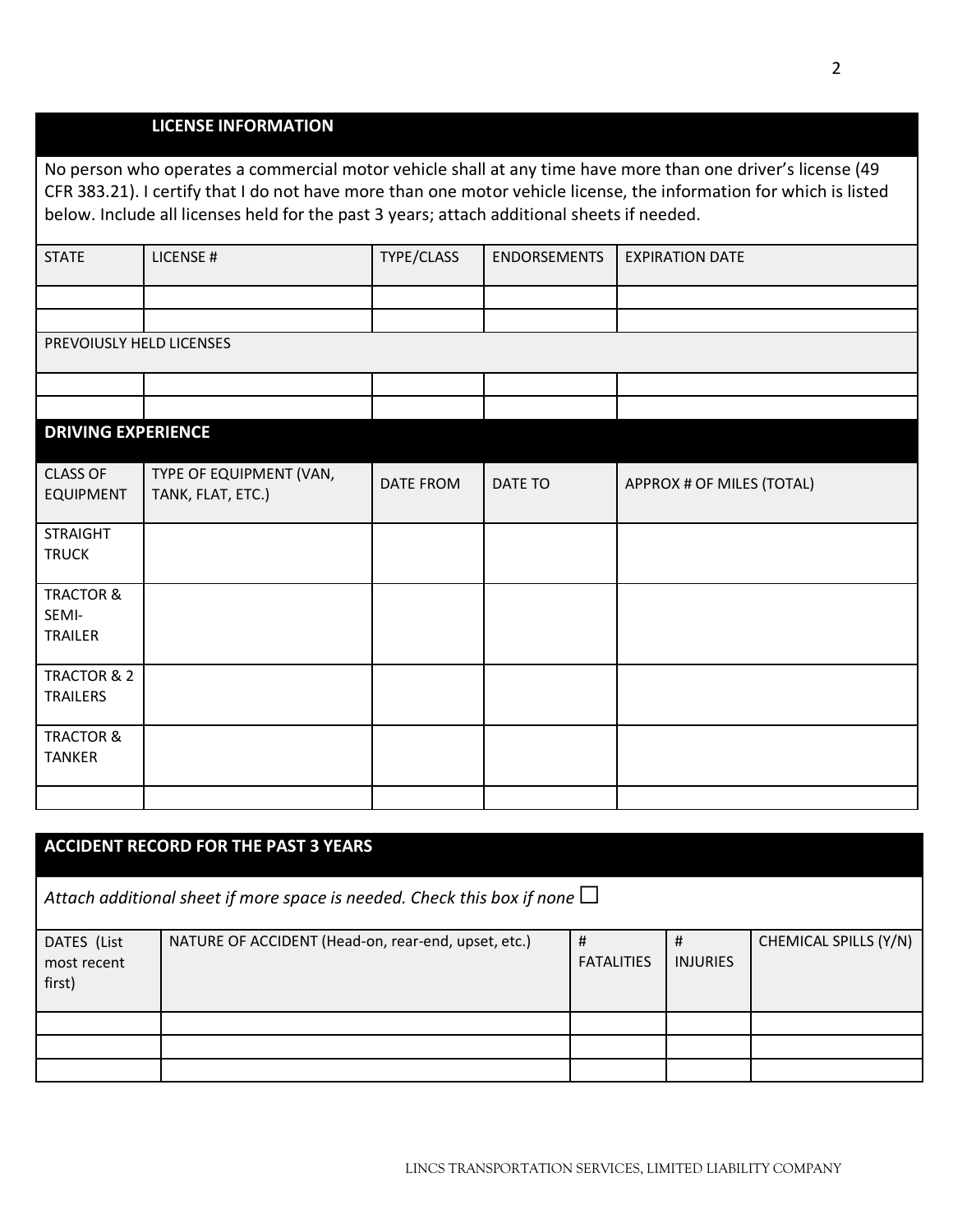## LICENSE INFORMATION

No person who operates a commercial motor vehicle shall at any time have more than one driver's license (49 CFR 383.21). I certify that I do not have more than one motor vehicle license, the information for which is listed below. Include all licenses held for the past 3 years; attach additional sheets if needed.

| STATE | LICENSE # | TYPE/CLASS | ENDORSEMENTS | EXPIRATION DATE |
|---|---|---|---|---|
| | | | | |
| | | | | |
| PREVOIUSLY HELD LICENSES | | | | |
| | | | | |
| | | | | |

## DRIVING EXPERIENCE

| CLASS OF EQUIPMENT | TYPE OF EQUIPMENT (VAN, TANK, FLAT, ETC.) | DATE FROM | DATE TO | APPROX # OF MILES (TOTAL) |
|---|---|---|---|---|
| STRAIGHT TRUCK | | | | |
| TRACTOR & SEMI-TRAILER | | | | |
| TRACTOR & 2 TRAILERS | | | | |
| TRACTOR & TANKER | | | | |
| | | | | |

## ACCIDENT RECORD FOR THE PAST 3 YEARS

*Attach additional sheet if more space is needed. Check this box if none* ☐

| DATES (List most recent first) | NATURE OF ACCIDENT (Head-on, rear-end, upset, etc.) | # FATALITIES | # INJURIES | CHEMICAL SPILLS (Y/N) |
|---|---|---|---|---|
| | | | | |
| | | | | |
| | | | | |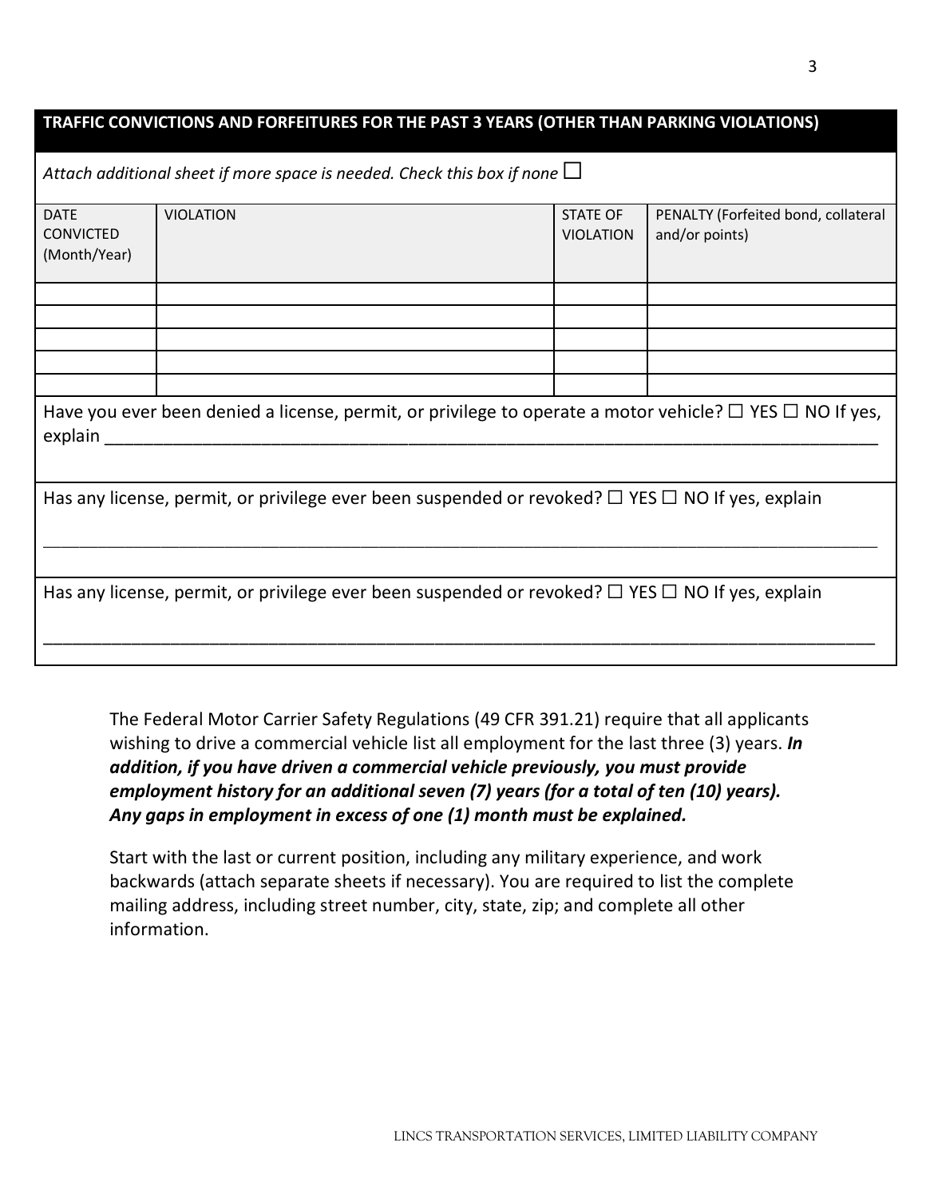## TRAFFIC CONVICTIONS AND FORFEITURES FOR THE PAST 3 YEARS (OTHER THAN PARKING VIOLATIONS)

*Attach additional sheet if more space is needed. Check this box if none* ☐

| DATE CONVICTED (Month/Year) | VIOLATION | STATE OF VIOLATION | PENALTY (Forfeited bond, collateral and/or points) |
|---|---|---|---|
| | | | |
| | | | |
| | | | |
| | | | |
| | | | |

Have you ever been denied a license, permit, or privilege to operate a motor vehicle? ☐ YES ☐ NO If yes, explain ___________________________________________________________________________

Has any license, permit, or privilege ever been suspended or revoked? ☐ YES ☐ NO If yes, explain

___________________________________________________________________________

Has any license, permit, or privilege ever been suspended or revoked? ☐ YES ☐ NO If yes, explain

___________________________________________________________________________

The Federal Motor Carrier Safety Regulations (49 CFR 391.21) require that all applicants wishing to drive a commercial vehicle list all employment for the last three (3) years. ***In addition, if you have driven a commercial vehicle previously, you must provide employment history for an additional seven (7) years (for a total of ten (10) years). Any gaps in employment in excess of one (1) month must be explained.***

Start with the last or current position, including any military experience, and work backwards (attach separate sheets if necessary). You are required to list the complete mailing address, including street number, city, state, zip; and complete all other information.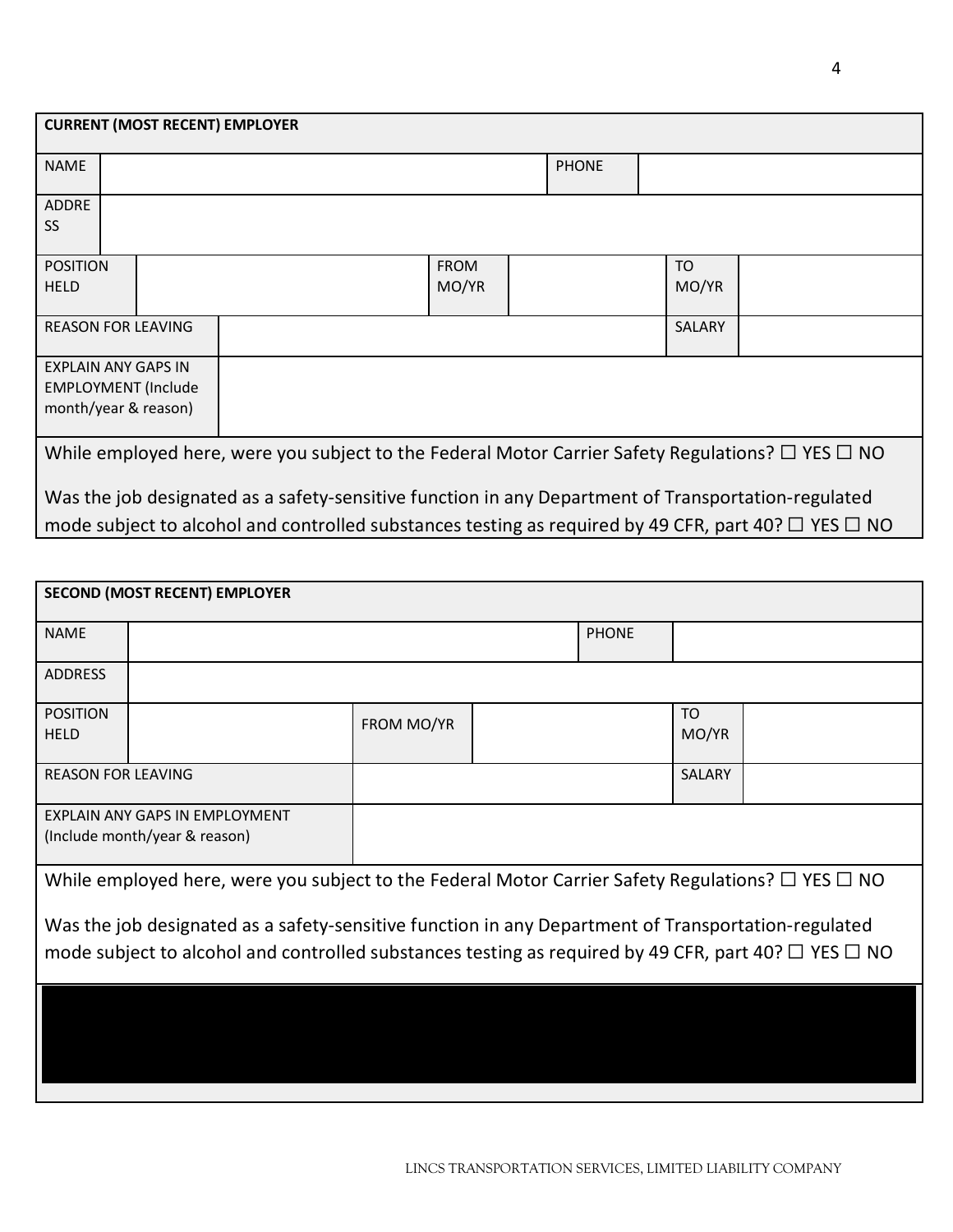| **CURRENT (MOST RECENT) EMPLOYER** | | | | | |
|---|---|---|---|---|---|
| NAME | | | | PHONE | |
| ADDRESS | | | | | |
| POSITION HELD | | FROM MO/YR | | TO MO/YR | |
| REASON FOR LEAVING | | | | SALARY | |
| EXPLAIN ANY GAPS IN EMPLOYMENT (Include month/year & reason) | | | | | |

While employed here, were you subject to the Federal Motor Carrier Safety Regulations? ☐ YES ☐ NO

Was the job designated as a safety-sensitive function in any Department of Transportation-regulated mode subject to alcohol and controlled substances testing as required by 49 CFR, part 40? ☐ YES ☐ NO

| **SECOND (MOST RECENT) EMPLOYER** | | | | | |
|---|---|---|---|---|---|
| NAME | | | | PHONE | |
| ADDRESS | | | | | |
| POSITION HELD | | FROM MO/YR | | TO MO/YR | |
| REASON FOR LEAVING | | | | SALARY | |
| EXPLAIN ANY GAPS IN EMPLOYMENT (Include month/year & reason) | | | | | |

While employed here, were you subject to the Federal Motor Carrier Safety Regulations? ☐ YES ☐ NO

Was the job designated as a safety-sensitive function in any Department of Transportation-regulated mode subject to alcohol and controlled substances testing as required by 49 CFR, part 40? ☐ YES ☐ NO

LINCS TRANSPORTATION SERVICES, LIMITED LIABILITY COMPANY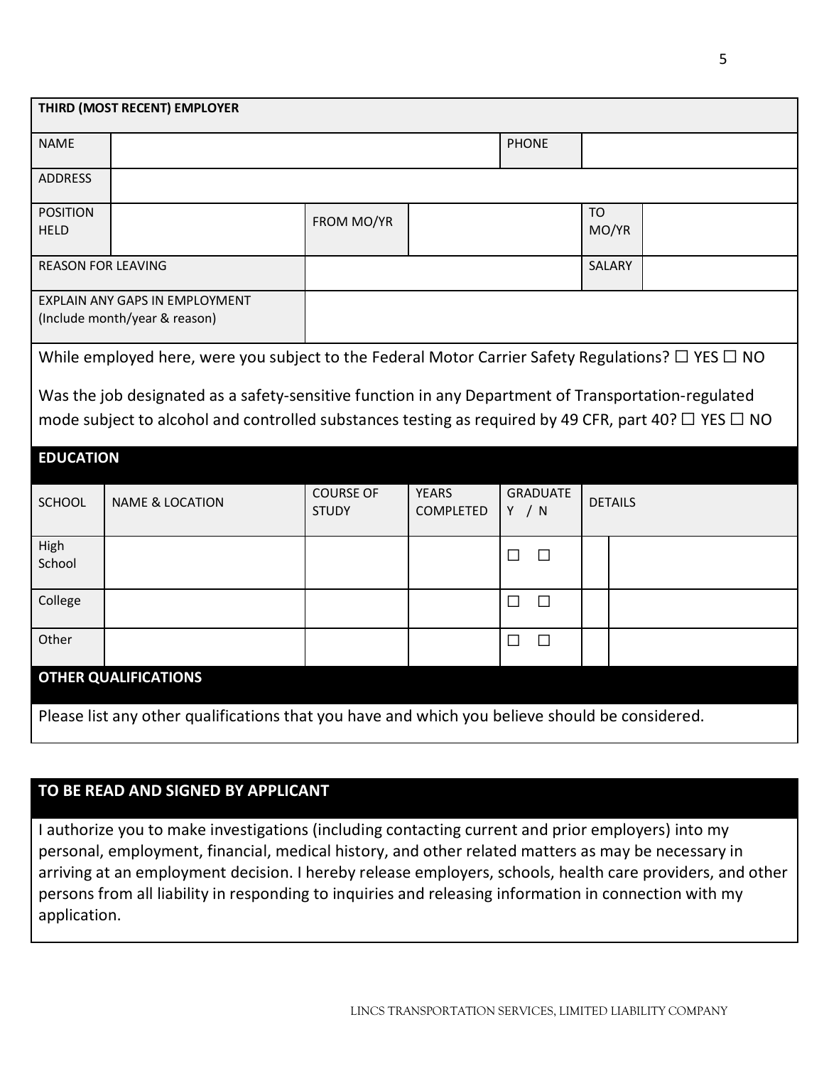| THIRD (MOST RECENT) EMPLOYER | | | | | |
|---|---|---|---|---|---|
| NAME | | | | PHONE | |
| ADDRESS | | | | | |
| POSITION HELD | | FROM MO/YR | | TO MO/YR | |
| REASON FOR LEAVING | | | | SALARY | |
| EXPLAIN ANY GAPS IN EMPLOYMENT (Include month/year & reason) | | | | | |

While employed here, were you subject to the Federal Motor Carrier Safety Regulations? ☐ YES ☐ NO

Was the job designated as a safety-sensitive function in any Department of Transportation-regulated mode subject to alcohol and controlled substances testing as required by 49 CFR, part 40? ☐ YES ☐ NO

## EDUCATION

| SCHOOL | NAME & LOCATION | COURSE OF STUDY | YEARS COMPLETED | GRADUATE Y / N | DETAILS |
|---|---|---|---|---|---|
| High School | | | | ☐ ☐ | |
| College | | | | ☐ ☐ | |
| Other | | | | ☐ ☐ | |

## OTHER QUALIFICATIONS

Please list any other qualifications that you have and which you believe should be considered.

## TO BE READ AND SIGNED BY APPLICANT

I authorize you to make investigations (including contacting current and prior employers) into my personal, employment, financial, medical history, and other related matters as may be necessary in arriving at an employment decision. I hereby release employers, schools, health care providers, and other persons from all liability in responding to inquiries and releasing information in connection with my application.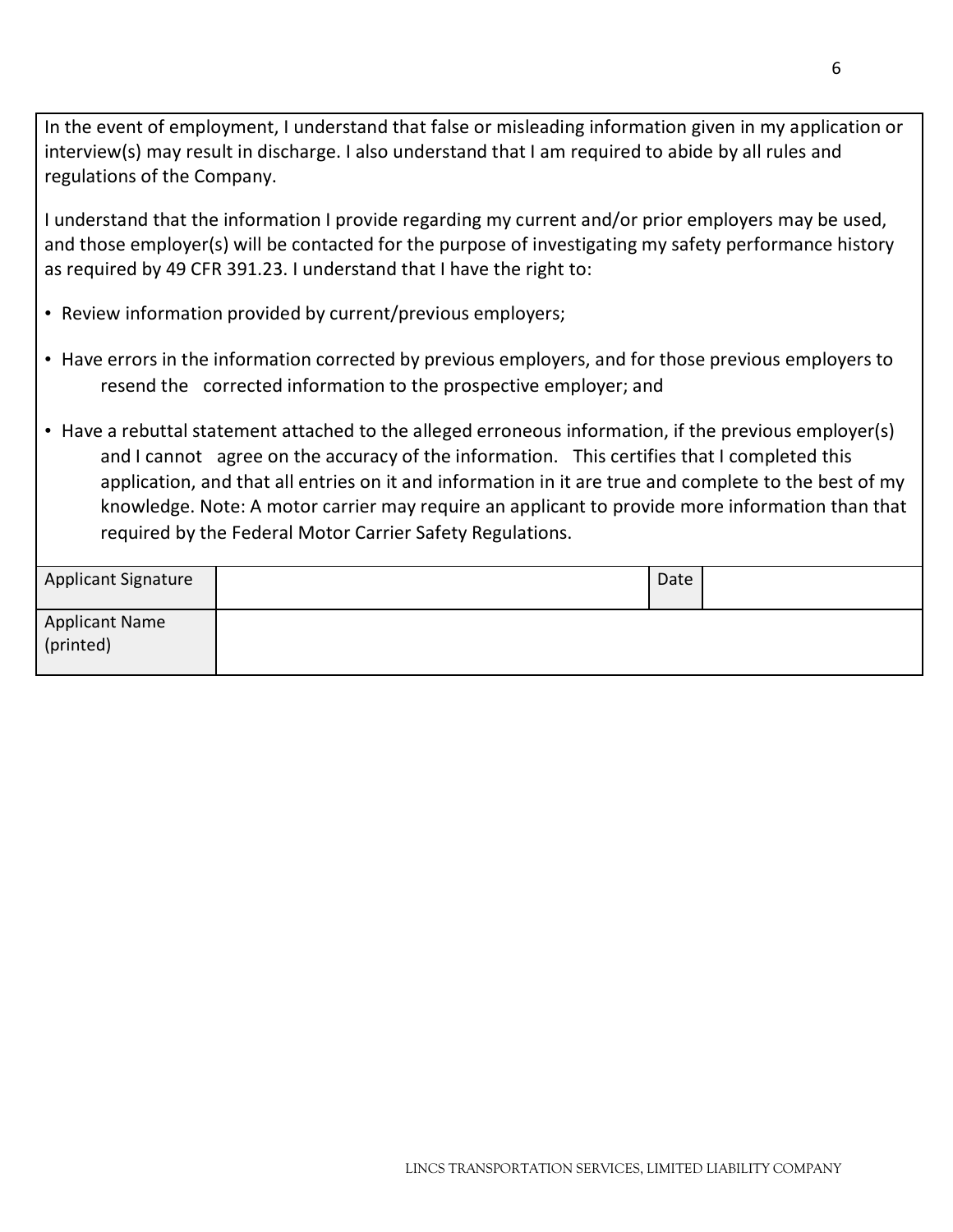In the event of employment, I understand that false or misleading information given in my application or interview(s) may result in discharge. I also understand that I am required to abide by all rules and regulations of the Company.

I understand that the information I provide regarding my current and/or prior employers may be used, and those employer(s) will be contacted for the purpose of investigating my safety performance history as required by 49 CFR 391.23. I understand that I have the right to:

- Review information provided by current/previous employers;
- Have errors in the information corrected by previous employers, and for those previous employers to resend the corrected information to the prospective employer; and
- Have a rebuttal statement attached to the alleged erroneous information, if the previous employer(s) and I cannot agree on the accuracy of the information. This certifies that I completed this application, and that all entries on it and information in it are true and complete to the best of my knowledge. Note: A motor carrier may require an applicant to provide more information than that required by the Federal Motor Carrier Safety Regulations.

| | | | |
|---|---|---|---|
| Applicant Signature | | Date | |
| Applicant Name (printed) | | | |